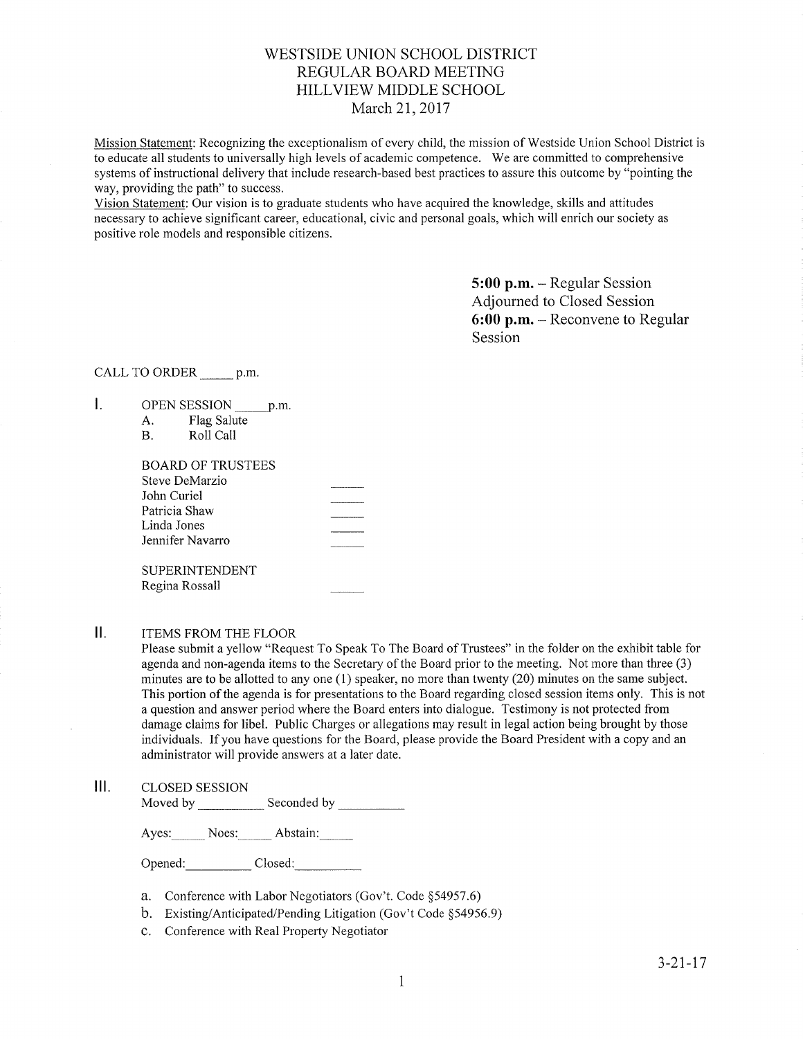# WESTSIDE UNION SCHOOL DISTRICT
## REGULAR BOARD MEETING
## HILLVIEW MIDDLE SCHOOL
### March 21, 2017

Mission Statement: Recognizing the exceptionalism of every child, the mission of Westside Union School District is to educate all students to universally high levels of academic competence. We are committed to comprehensive systems of instructional delivery that include research-based best practices to assure this outcome by "pointing the way, providing the path" to success.

Vision Statement: Our vision is to graduate students who have acquired the knowledge, skills and attitudes necessary to achieve significant career, educational, civic and personal goals, which will enrich our society as positive role models and responsible citizens.

**5:00 p.m.** – Regular Session
Adjourned to Closed Session
**6:00 p.m.** – Reconvene to Regular Session

CALL TO ORDER _____ p.m.

I. OPEN SESSION _____ p.m.
   - A. Flag Salute
   - B. Roll Call

BOARD OF TRUSTEES

| | |
|---|---|
| Steve DeMarzio | _____ |
| John Curiel | _____ |
| Patricia Shaw | _____ |
| Linda Jones | _____ |
| Jennifer Navarro | _____ |

SUPERINTENDENT

| | |
|---|---|
| Regina Rossall | _____ |

II. ITEMS FROM THE FLOOR

Please submit a yellow "Request To Speak To The Board of Trustees" in the folder on the exhibit table for agenda and non-agenda items to the Secretary of the Board prior to the meeting. Not more than three (3) minutes are to be allotted to any one (1) speaker, no more than twenty (20) minutes on the same subject. This portion of the agenda is for presentations to the Board regarding closed session items only. This is not a question and answer period where the Board enters into dialogue. Testimony is not protected from damage claims for libel. Public Charges or allegations may result in legal action being brought by those individuals. If you have questions for the Board, please provide the Board President with a copy and an administrator will provide answers at a later date.

III. CLOSED SESSION

Moved by __________ Seconded by __________

Ayes:_____ Noes:_____ Abstain:_____

Opened:__________ Closed:__________

a. Conference with Labor Negotiators (Gov't. Code §54957.6)
b. Existing/Anticipated/Pending Litigation (Gov't Code §54956.9)
c. Conference with Real Property Negotiator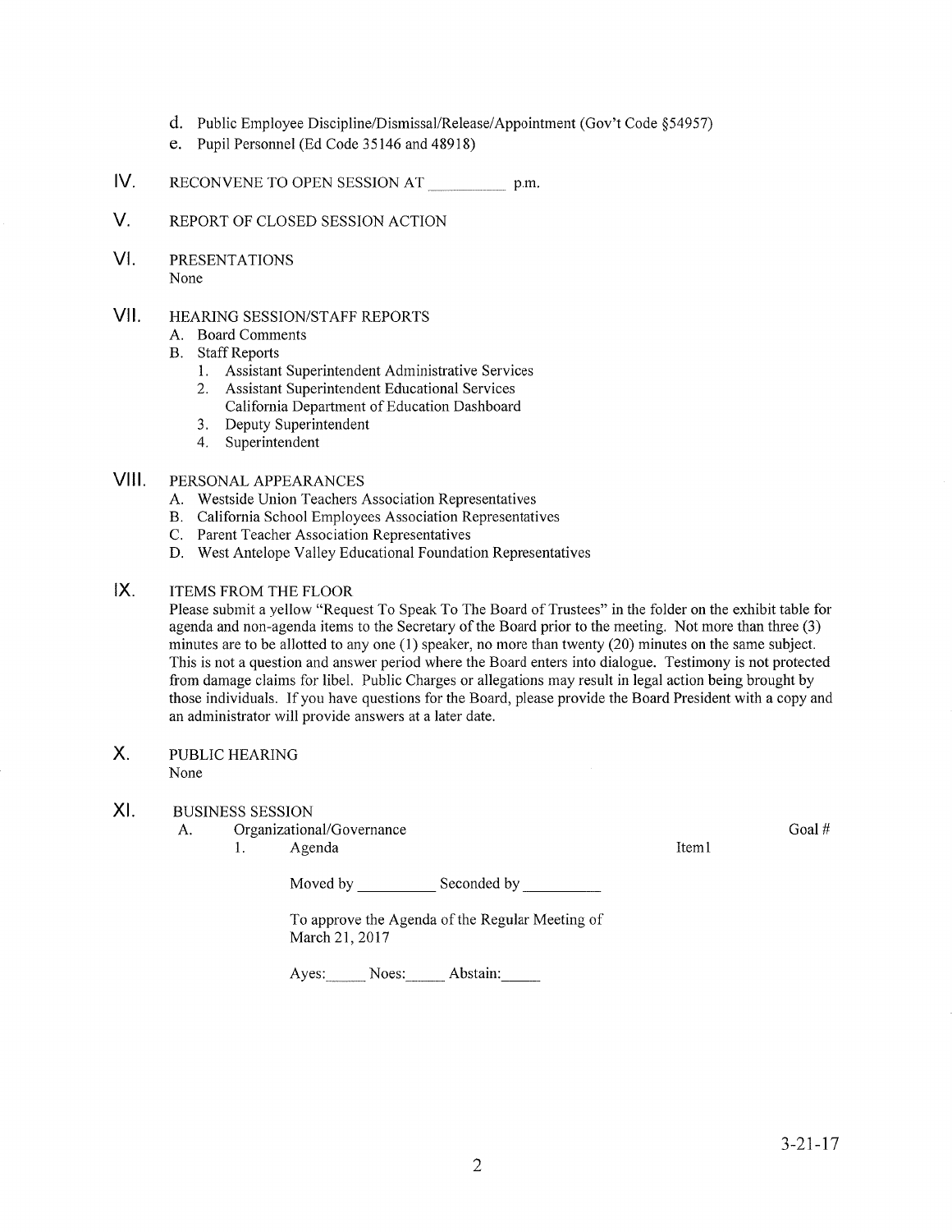d. Public Employee Discipline/Dismissal/Release/Appointment (Gov't Code §54957)
e. Pupil Personnel (Ed Code 35146 and 48918)

IV. RECONVENE TO OPEN SESSION AT __________ p.m.

V. REPORT OF CLOSED SESSION ACTION

VI. PRESENTATIONS
None

VII. HEARING SESSION/STAFF REPORTS
A. Board Comments
B. Staff Reports
1. Assistant Superintendent Administrative Services
2. Assistant Superintendent Educational Services
California Department of Education Dashboard
3. Deputy Superintendent
4. Superintendent

VIII. PERSONAL APPEARANCES
A. Westside Union Teachers Association Representatives
B. California School Employees Association Representatives
C. Parent Teacher Association Representatives
D. West Antelope Valley Educational Foundation Representatives

IX. ITEMS FROM THE FLOOR
Please submit a yellow "Request To Speak To The Board of Trustees" in the folder on the exhibit table for agenda and non-agenda items to the Secretary of the Board prior to the meeting. Not more than three (3) minutes are to be allotted to any one (1) speaker, no more than twenty (20) minutes on the same subject. This is not a question and answer period where the Board enters into dialogue. Testimony is not protected from damage claims for libel. Public Charges or allegations may result in legal action being brought by those individuals. If you have questions for the Board, please provide the Board President with a copy and an administrator will provide answers at a later date.

X. PUBLIC HEARING
None

XI. BUSINESS SESSION
A. Organizational/Governance — Goal #
1. Agenda — Item1

Moved by __________ Seconded by __________

To approve the Agenda of the Regular Meeting of March 21, 2017

Ayes:_____ Noes:_____ Abstain:_____

3-21-17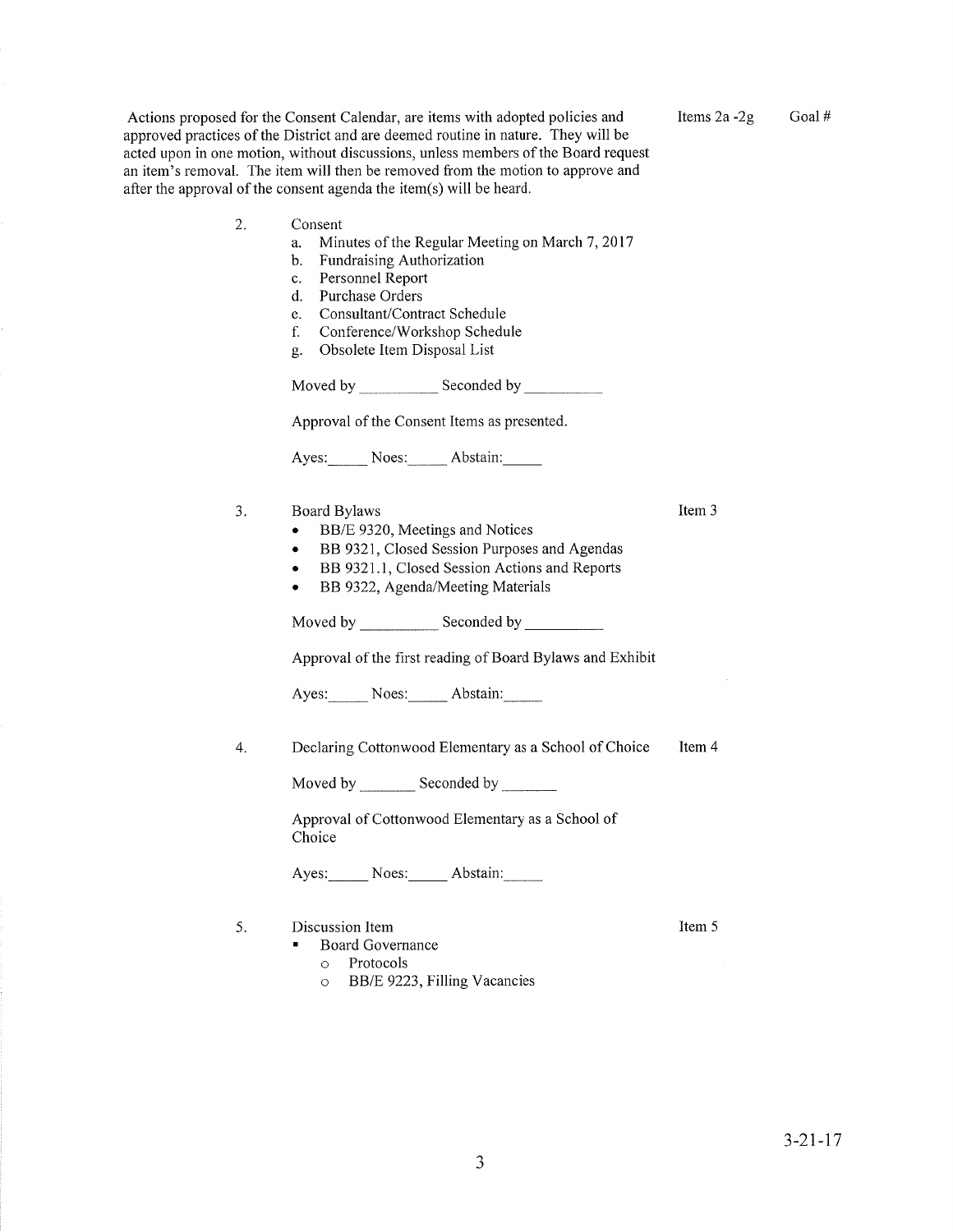Actions proposed for the Consent Calendar, are items with adopted policies and approved practices of the District and are deemed routine in nature. They will be acted upon in one motion, without discussions, unless members of the Board request an item's removal. The item will then be removed from the motion to approve and after the approval of the consent agenda the item(s) will be heard.

Items 2a -2g    Goal #

2. Consent
   a. Minutes of the Regular Meeting on March 7, 2017
   b. Fundraising Authorization
   c. Personnel Report
   d. Purchase Orders
   e. Consultant/Contract Schedule
   f. Conference/Workshop Schedule
   g. Obsolete Item Disposal List

   Moved by __________ Seconded by __________

   Approval of the Consent Items as presented.

   Ayes:_____ Noes:_____ Abstain:_____

3. Board Bylaws    Item 3
   - BB/E 9320, Meetings and Notices
   - BB 9321, Closed Session Purposes and Agendas
   - BB 9321.1, Closed Session Actions and Reports
   - BB 9322, Agenda/Meeting Materials

   Moved by __________ Seconded by __________

   Approval of the first reading of Board Bylaws and Exhibit

   Ayes:_____ Noes:_____ Abstain:_____

4. Declaring Cottonwood Elementary as a School of Choice    Item 4

   Moved by _______ Seconded by _______

   Approval of Cottonwood Elementary as a School of Choice

   Ayes:_____ Noes:_____ Abstain:_____

5. Discussion Item    Item 5
   - Board Governance
     - Protocols
     - BB/E 9223, Filling Vacancies

3-21-17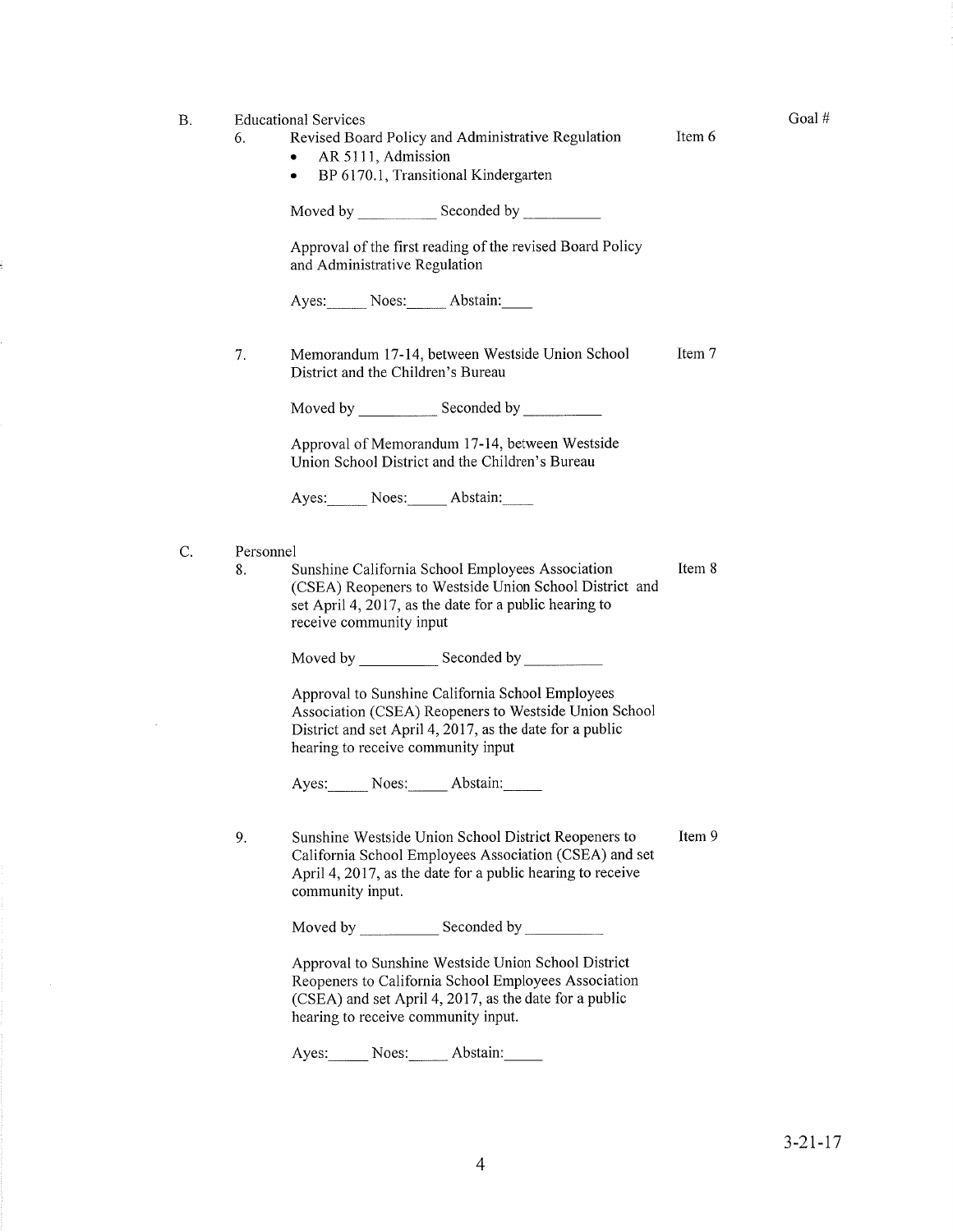Goal #

B. Educational Services

6. Revised Board Policy and Administrative Regulation — Item 6
   - AR 5111, Admission
   - BP 6170.1, Transitional Kindergarten

   Moved by __________ Seconded by __________

   Approval of the first reading of the revised Board Policy and Administrative Regulation

   Ayes:_____ Noes:_____ Abstain:____

7. Memorandum 17-14, between Westside Union School District and the Children's Bureau — Item 7

   Moved by __________ Seconded by __________

   Approval of Memorandum 17-14, between Westside Union School District and the Children's Bureau

   Ayes:_____ Noes:_____ Abstain:____

C. Personnel

8. Sunshine California School Employees Association (CSEA) Reopeners to Westside Union School District and set April 4, 2017, as the date for a public hearing to receive community input — Item 8

   Moved by __________ Seconded by __________

   Approval to Sunshine California School Employees Association (CSEA) Reopeners to Westside Union School District and set April 4, 2017, as the date for a public hearing to receive community input

   Ayes:_____ Noes:_____ Abstain:_____

9. Sunshine Westside Union School District Reopeners to California School Employees Association (CSEA) and set April 4, 2017, as the date for a public hearing to receive community input. — Item 9

   Moved by __________ Seconded by __________

   Approval to Sunshine Westside Union School District Reopeners to California School Employees Association (CSEA) and set April 4, 2017, as the date for a public hearing to receive community input.

   Ayes:_____ Noes:_____ Abstain:_____

3-21-17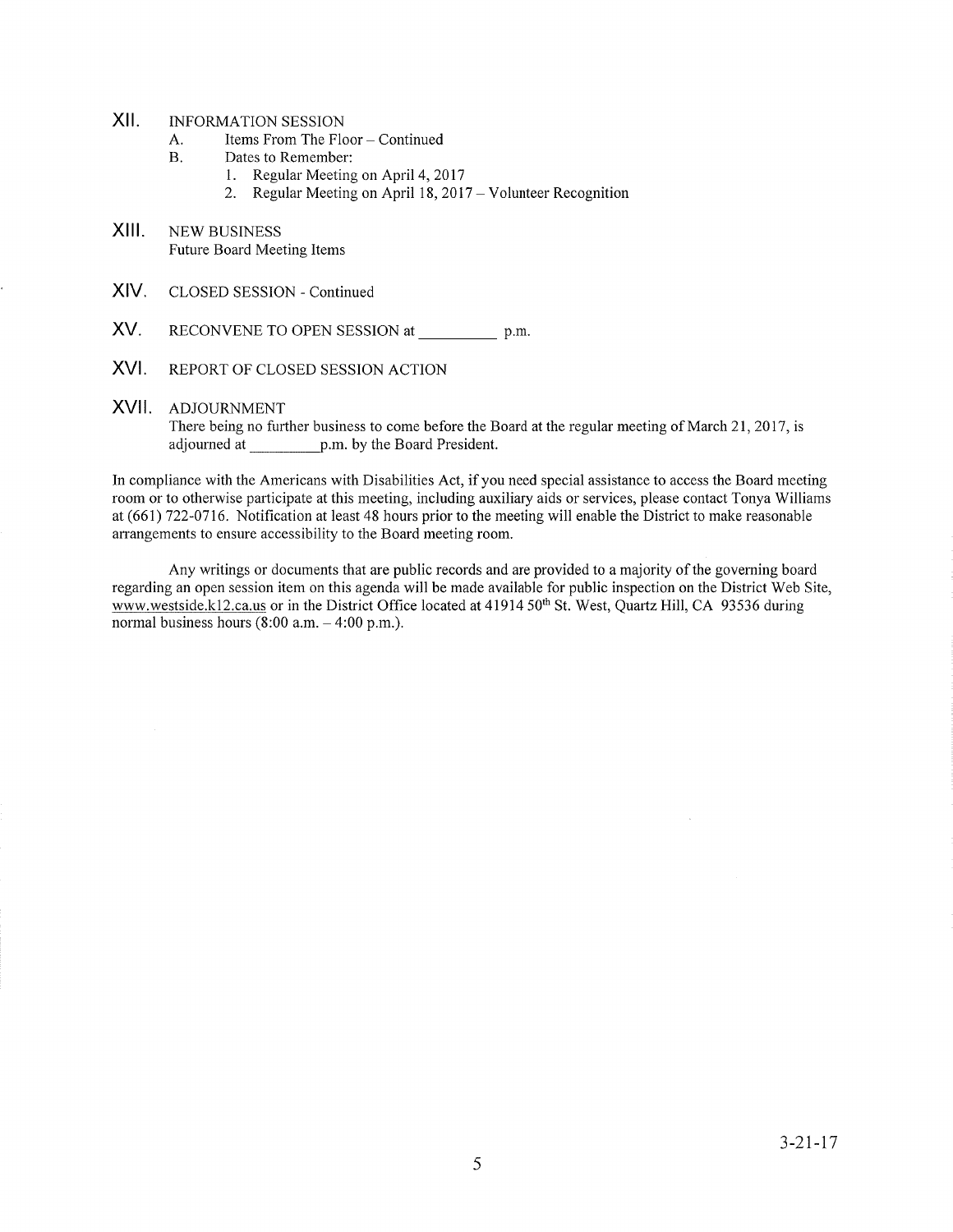## XII. INFORMATION SESSION

A. Items From The Floor – Continued

B. Dates to Remember:

1. Regular Meeting on April 4, 2017
2. Regular Meeting on April 18, 2017 – Volunteer Recognition

## XIII. NEW BUSINESS

Future Board Meeting Items

## XIV. CLOSED SESSION - Continued

## XV. RECONVENE TO OPEN SESSION at __________ p.m.

## XVI. REPORT OF CLOSED SESSION ACTION

## XVII. ADJOURNMENT

There being no further business to come before the Board at the regular meeting of March 21, 2017, is adjourned at _________p.m. by the Board President.

In compliance with the Americans with Disabilities Act, if you need special assistance to access the Board meeting room or to otherwise participate at this meeting, including auxiliary aids or services, please contact Tonya Williams at (661) 722-0716. Notification at least 48 hours prior to the meeting will enable the District to make reasonable arrangements to ensure accessibility to the Board meeting room.

Any writings or documents that are public records and are provided to a majority of the governing board regarding an open session item on this agenda will be made available for public inspection on the District Web Site, www.westside.k12.ca.us or in the District Office located at 41914 50th St. West, Quartz Hill, CA 93536 during normal business hours (8:00 a.m. – 4:00 p.m.).

3-21-17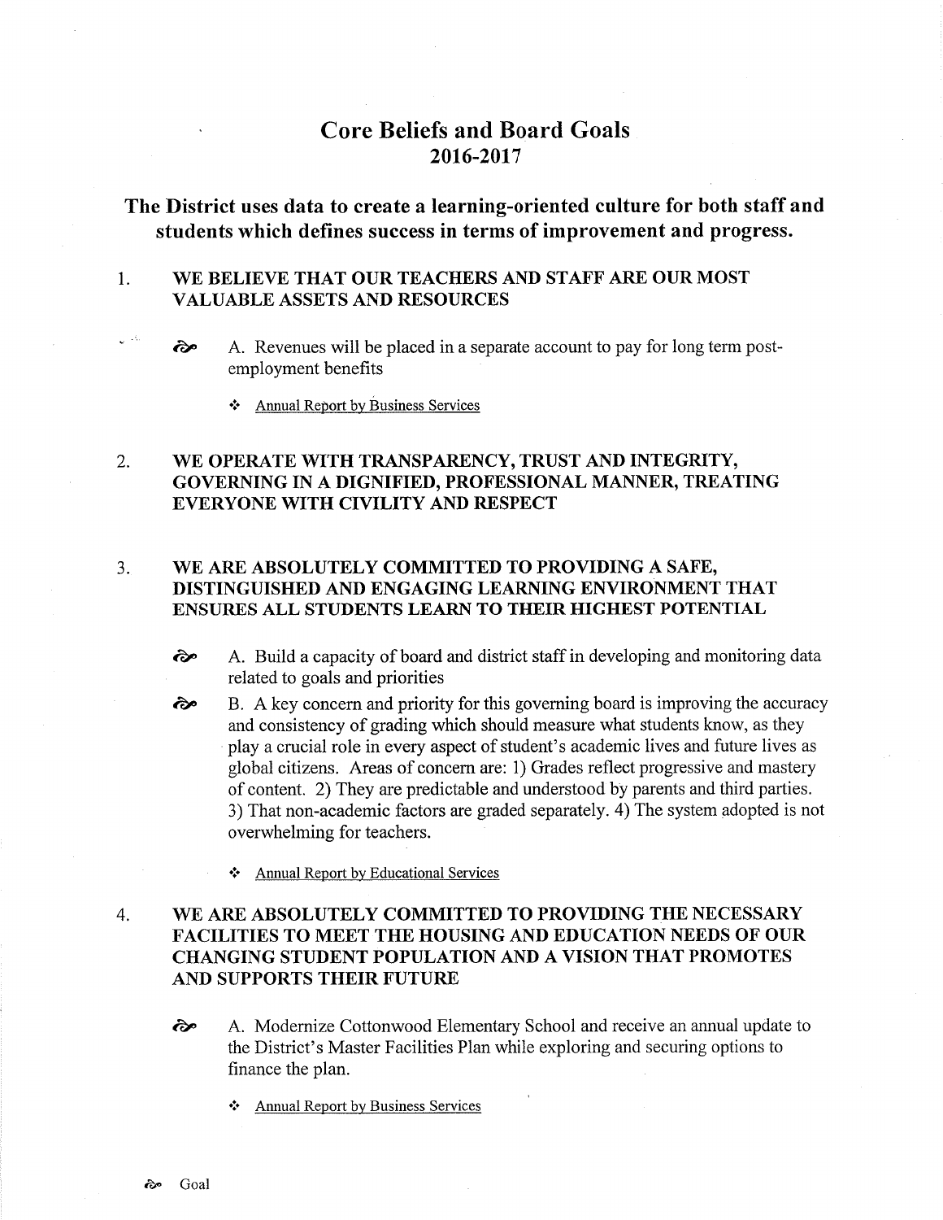# Core Beliefs and Board Goals
## 2016-2017

## The District uses data to create a learning-oriented culture for both staff and students which defines success in terms of improvement and progress.

1. **WE BELIEVE THAT OUR TEACHERS AND STAFF ARE OUR MOST VALUABLE ASSETS AND RESOURCES**

   ઋ A. Revenues will be placed in a separate account to pay for long term post-employment benefits

   - Annual Report by Business Services

2. **WE OPERATE WITH TRANSPARENCY, TRUST AND INTEGRITY, GOVERNING IN A DIGNIFIED, PROFESSIONAL MANNER, TREATING EVERYONE WITH CIVILITY AND RESPECT**

3. **WE ARE ABSOLUTELY COMMITTED TO PROVIDING A SAFE, DISTINGUISHED AND ENGAGING LEARNING ENVIRONMENT THAT ENSURES ALL STUDENTS LEARN TO THEIR HIGHEST POTENTIAL**

   ઋ A. Build a capacity of board and district staff in developing and monitoring data related to goals and priorities

   ઋ B. A key concern and priority for this governing board is improving the accuracy and consistency of grading which should measure what students know, as they play a crucial role in every aspect of student's academic lives and future lives as global citizens. Areas of concern are: 1) Grades reflect progressive and mastery of content. 2) They are predictable and understood by parents and third parties. 3) That non-academic factors are graded separately. 4) The system adopted is not overwhelming for teachers.

   - Annual Report by Educational Services

4. **WE ARE ABSOLUTELY COMMITTED TO PROVIDING THE NECESSARY FACILITIES TO MEET THE HOUSING AND EDUCATION NEEDS OF OUR CHANGING STUDENT POPULATION AND A VISION THAT PROMOTES AND SUPPORTS THEIR FUTURE**

   ઋ A. Modernize Cottonwood Elementary School and receive an annual update to the District's Master Facilities Plan while exploring and securing options to finance the plan.

   - Annual Report by Business Services

ઋ Goal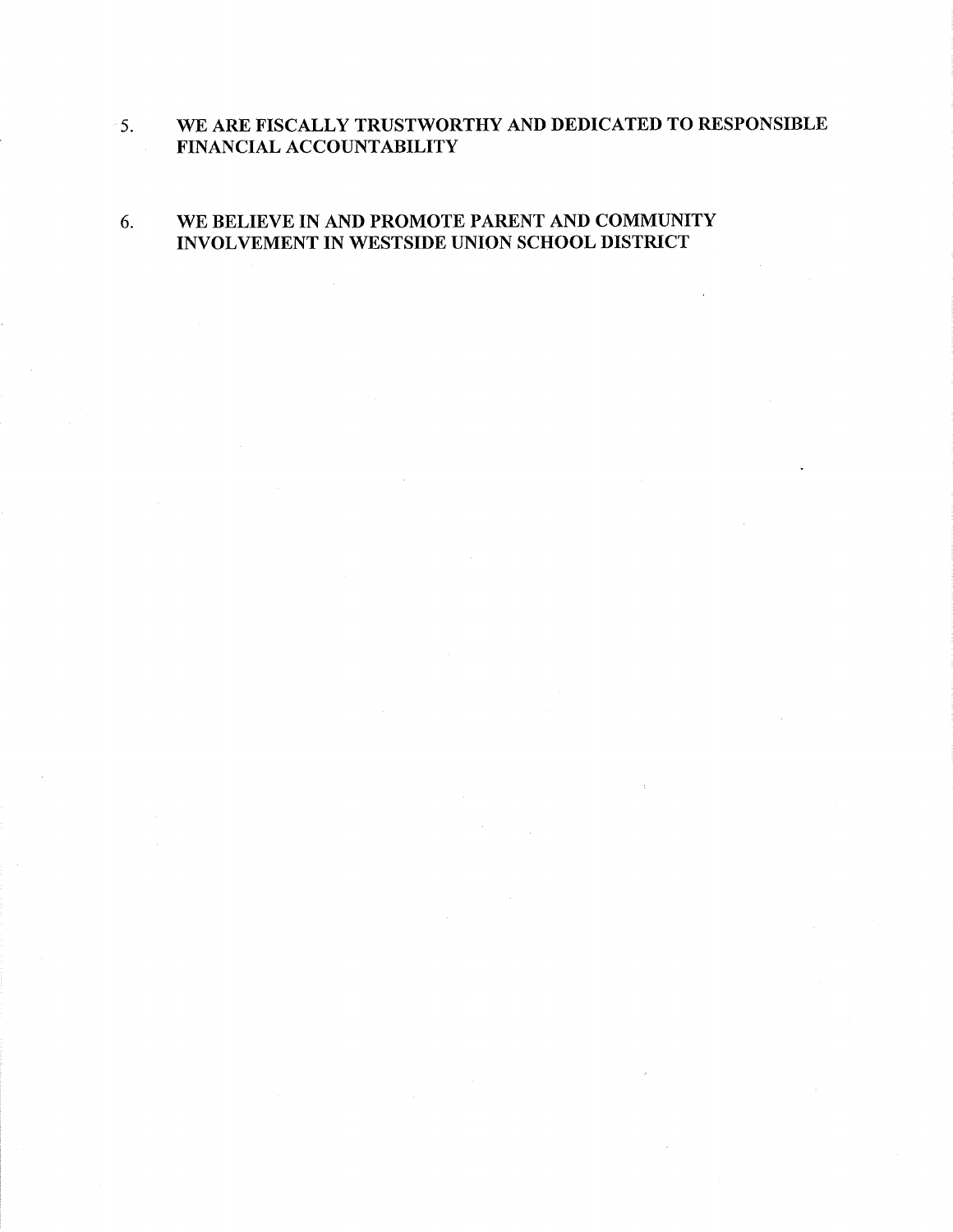5. **WE ARE FISCALLY TRUSTWORTHY AND DEDICATED TO RESPONSIBLE FINANCIAL ACCOUNTABILITY**

6. **WE BELIEVE IN AND PROMOTE PARENT AND COMMUNITY INVOLVEMENT IN WESTSIDE UNION SCHOOL DISTRICT**